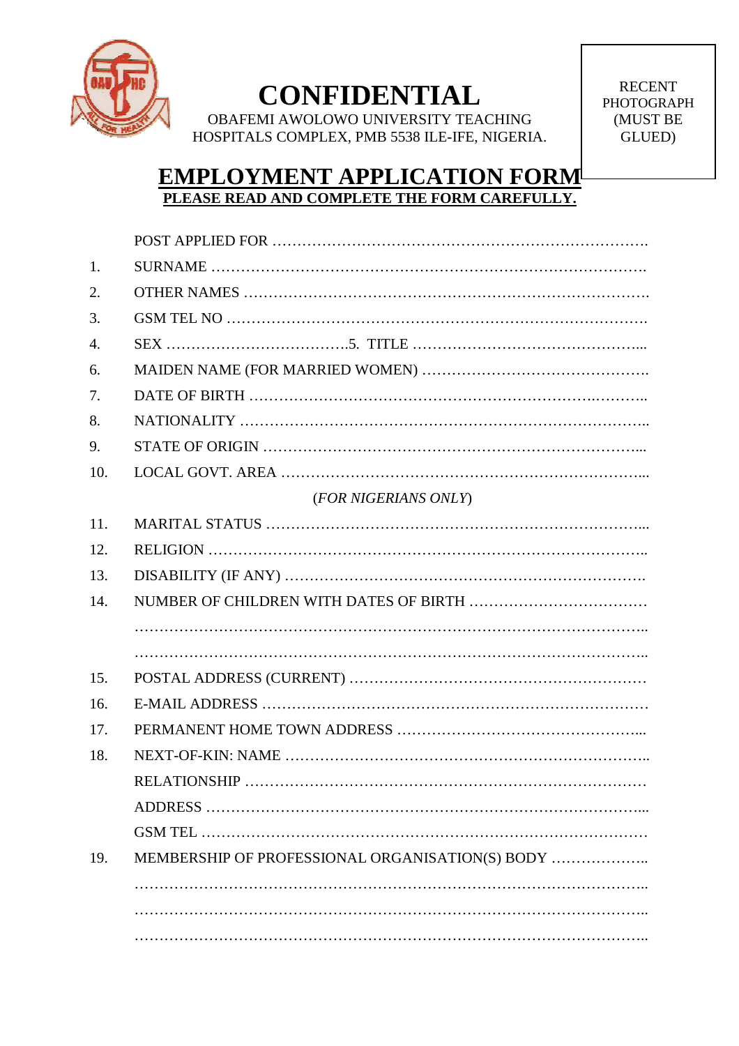# CONFIDENTIAL

OBAFEMI AWOLOWO UNIVERSITY TEACHING HOSPITALS COMPLEX, PMB 5538 ILE-IFE, NIGERIA.

RECENT PHOTOGRAPH (MUST BE GLUED)

## EMPLOYMENT APPLICATION FORM

**PLEASE READ AND COMPLETE THE FORM CAREFULLY.**

POST APPLIED FOR …………………………………………………………………….

1. SURNAME …………………………………………………………………………….
2. OTHER NAMES …………………………………………………………………………
3. GSM TEL NO ………………………………………………………………………….
4. SEX ……………………………….5. TITLE ………………………………………...
6. MAIDEN NAME (FOR MARRIED WOMEN) ……………………………………….
7. DATE OF BIRTH ……………………………………………………………..……..
8. NATIONALITY ………………………………………………………………………..
9. STATE OF ORIGIN …………………………………………………………………...
10. LOCAL GOVT. AREA ………………………………………………………………...

    (*FOR NIGERIANS ONLY*)

11. MARITAL STATUS …………………………………………………………………...
12. RELIGION ……………………………………………………………………………..
13. DISABILITY (IF ANY) ……………………………………………………………….
14. NUMBER OF CHILDREN WITH DATES OF BIRTH ………………………………

    ………………………………………………………………………………………..

    ………………………………………………………………………………………..

15. POSTAL ADDRESS (CURRENT) ……………………………………………………
16. E-MAIL ADDRESS ……………………………………………………………………
17. PERMANENT HOME TOWN ADDRESS …………………………………………...
18. NEXT-OF-KIN: NAME ………………………………………………………………..

    RELATIONSHIP ………………………………………………………………………

    ADDRESS ……………………………………………………………………………...

    GSM TEL ………………………………………………………………………………

19. MEMBERSHIP OF PROFESSIONAL ORGANISATION(S) BODY ………………..

    ………………………………………………………………………………………..

    ………………………………………………………………………………………..

    ………………………………………………………………………………………..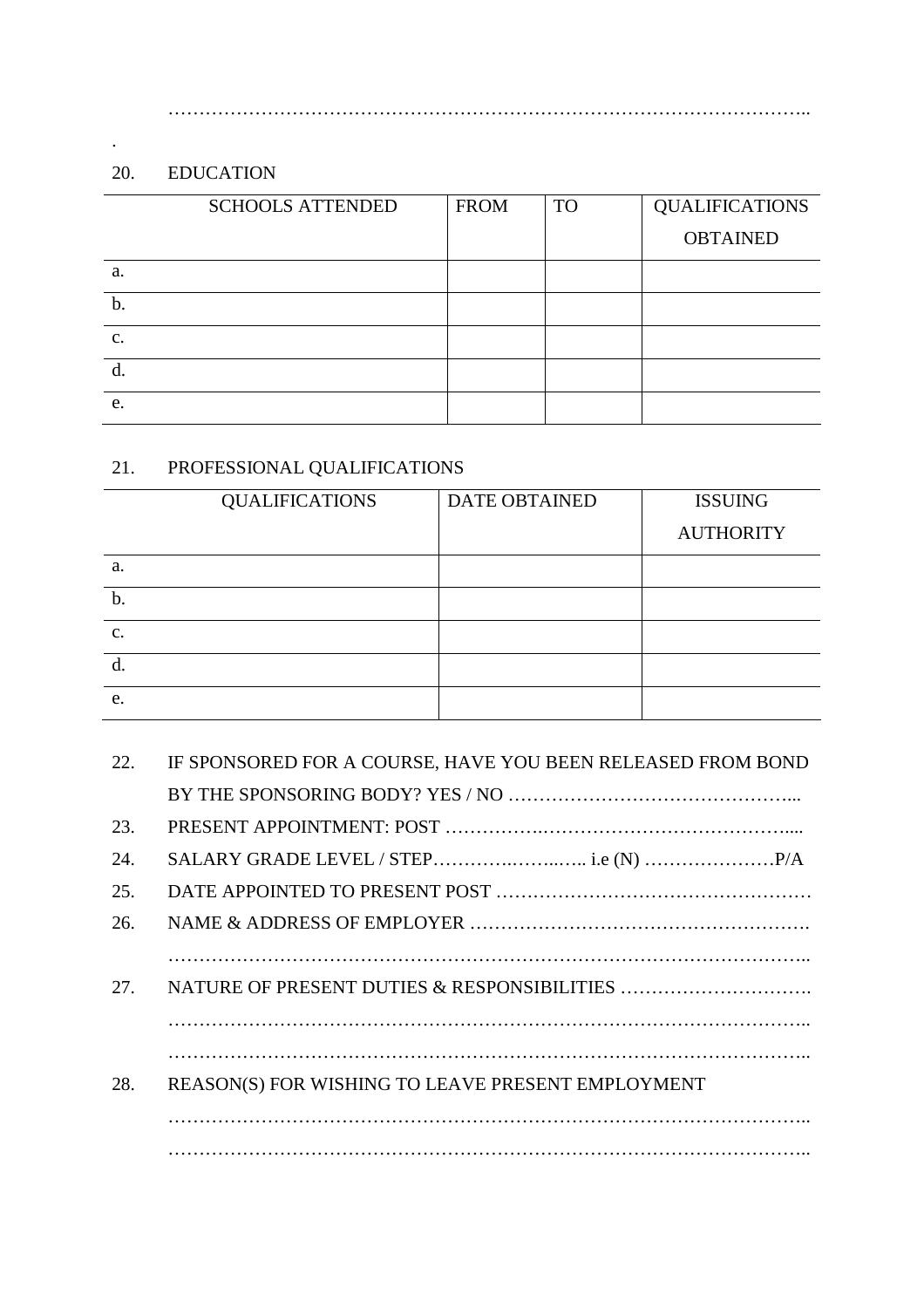…………………………………………………………………………………………..

.

20. EDUCATION

| SCHOOLS ATTENDED | FROM | TO | QUALIFICATIONS OBTAINED |
|---|---|---|---|
| a. | | | |
| b. | | | |
| c. | | | |
| d. | | | |
| e. | | | |

21. PROFESSIONAL QUALIFICATIONS

| QUALIFICATIONS | DATE OBTAINED | ISSUING AUTHORITY |
|---|---|---|
| a. | | |
| b. | | |
| c. | | |
| d. | | |
| e. | | |

22. IF SPONSORED FOR A COURSE, HAVE YOU BEEN RELEASED FROM BOND BY THE SPONSORING BODY? YES / NO ………………………………………...

23. PRESENT APPOINTMENT: POST …………….…………………………………....

24. SALARY GRADE LEVEL / STEP………….……..….. i.e (N) …………………P/A

25. DATE APPOINTED TO PRESENT POST …………………………………………

26. NAME & ADDRESS OF EMPLOYER ……………………………………………….

…………………………………………………………………………………………..

27. NATURE OF PRESENT DUTIES & RESPONSIBILITIES ………………………….

…………………………………………………………………………………………..

…………………………………………………………………………………………..

28. REASON(S) FOR WISHING TO LEAVE PRESENT EMPLOYMENT

…………………………………………………………………………………………..

…………………………………………………………………………………………..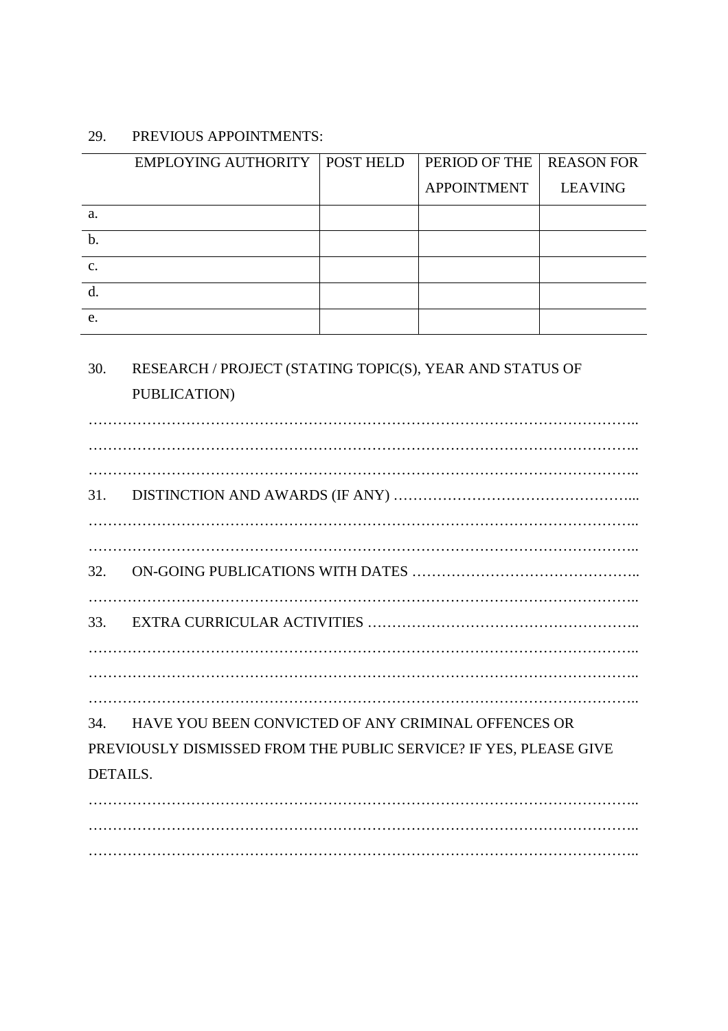29. PREVIOUS APPOINTMENTS:

| | EMPLOYING AUTHORITY | POST HELD | PERIOD OF THE APPOINTMENT | REASON FOR LEAVING |
|---|---|---|---|---|
| a. | | | | |
| b. | | | | |
| c. | | | | |
| d. | | | | |
| e. | | | | |

30. RESEARCH / PROJECT (STATING TOPIC(S), YEAR AND STATUS OF PUBLICATION)

…………………………………………………………………………………………………..

…………………………………………………………………………………………………..

…………………………………………………………………………………………………..

31. DISTINCTION AND AWARDS (IF ANY) …………………………………………....

…………………………………………………………………………………………………..

…………………………………………………………………………………………………..

32. ON-GOING PUBLICATIONS WITH DATES ………………………………………..

…………………………………………………………………………………………………..

33. EXTRA CURRICULAR ACTIVITIES ……………………………………………..

…………………………………………………………………………………………………..

…………………………………………………………………………………………………..

…………………………………………………………………………………………………..

34. HAVE YOU BEEN CONVICTED OF ANY CRIMINAL OFFENCES OR PREVIOUSLY DISMISSED FROM THE PUBLIC SERVICE? IF YES, PLEASE GIVE DETAILS.

…………………………………………………………………………………………………..

…………………………………………………………………………………………………..

…………………………………………………………………………………………………..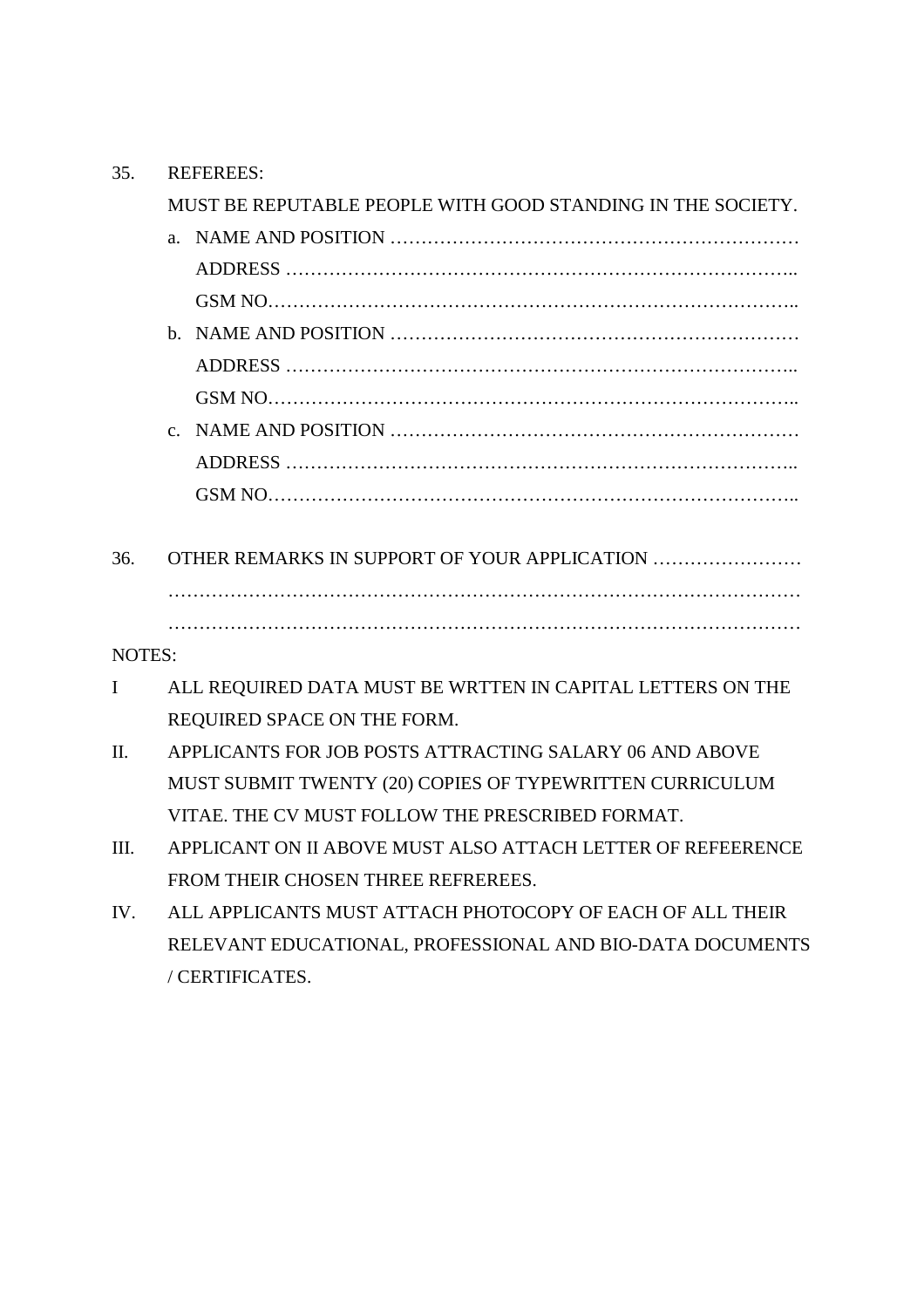35. REFEREES:

MUST BE REPUTABLE PEOPLE WITH GOOD STANDING IN THE SOCIETY.

a. NAME AND POSITION …………………………………………………………
   ADDRESS ……………………………………………………………………..
   GSM NO………………………………………………………………………..
b. NAME AND POSITION …………………………………………………………
   ADDRESS ……………………………………………………………………..
   GSM NO………………………………………………………………………..
c. NAME AND POSITION …………………………………………………………
   ADDRESS ……………………………………………………………………..
   GSM NO………………………………………………………………………..

36. OTHER REMARKS IN SUPPORT OF YOUR APPLICATION ……………………
………………………………………………………………………………………
………………………………………………………………………………………

NOTES:

I ALL REQUIRED DATA MUST BE WRTTEN IN CAPITAL LETTERS ON THE REQUIRED SPACE ON THE FORM.

II. APPLICANTS FOR JOB POSTS ATTRACTING SALARY 06 AND ABOVE MUST SUBMIT TWENTY (20) COPIES OF TYPEWRITTEN CURRICULUM VITAE. THE CV MUST FOLLOW THE PRESCRIBED FORMAT.

III. APPLICANT ON II ABOVE MUST ALSO ATTACH LETTER OF REFEEERENCE FROM THEIR CHOSEN THREE REFR𝐸REES.

IV. ALL APPLICANTS MUST ATTACH PHOTOCOPY OF EACH OF ALL THEIR RELEVANT EDUCATIONAL, PROFESSIONAL AND BIO-DATA DOCUMENTS / CERTIFICATES.

35. REFEREES:

MUST BE REPUTABLE PEOPLE WITH GOOD STANDING IN THE SOCIETY.

a. NAME AND POSITION …………………………………………………………
   ADDRESS ……………………………………………………………………..
   GSM NO………………………………………………………………………..
b. NAME AND POSITION …………………………………………………………
   ADDRESS ……………………………………………………………………..
   GSM NO………………………………………………………………………..
c. NAME AND POSITION …………………………………………………………
   ADDRESS ……………………………………………………………………..
   GSM NO………………………………………………………………………..

36. OTHER REMARKS IN SUPPORT OF YOUR APPLICATION ……………………
………………………………………………………………………………………
………………………………………………………………………………………

NOTES:

I ALL REQUIRED DATA MUST BE WRTTEN IN CAPITAL LETTERS ON THE REQUIRED SPACE ON THE FORM.

II. APPLICANTS FOR JOB POSTS ATTRACTING SALARY 06 AND ABOVE MUST SUBMIT TWENTY (20) COPIES OF TYPEWRITTEN CURRICULUM VITAE. THE CV MUST FOLLOW THE PRESCRIBED FORMAT.

III. APPLICANT ON II ABOVE MUST ALSO ATTACH LETTER OF REFEEERENCE FROM THEIR CHOSEN THREE REFREREES.

IV. ALL APPLICANTS MUST ATTACH PHOTOCOPY OF EACH OF ALL THEIR RELEVANT EDUCATIONAL, PROFESSIONAL AND BIO-DATA DOCUMENTS / CERTIFICATES.